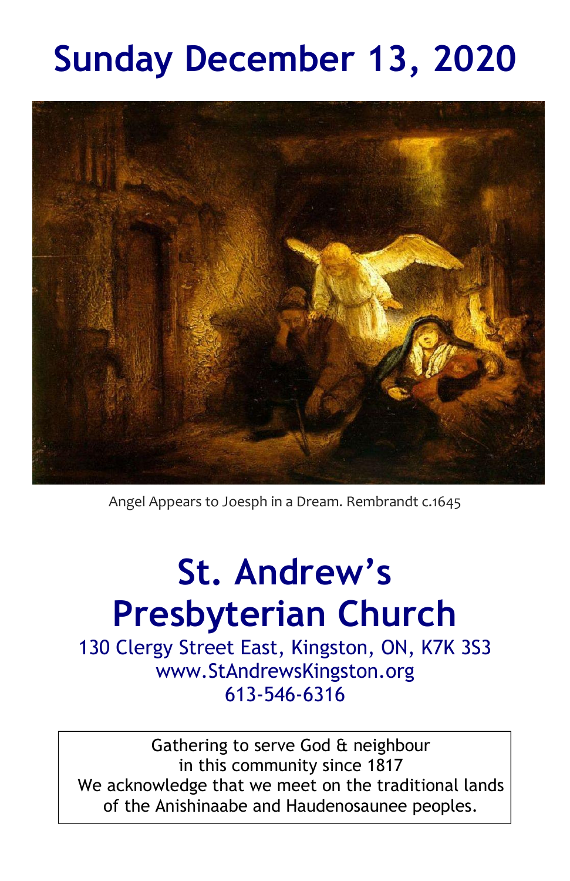# Sunday December 13, 2020

Angel Appears to Joesph in a Dream. Rembrandt c.1645

# St. Andrew's Presbyterian Church

130 Clergy Street East, Kingston, ON, K7K 3S3
www.StAndrewsKingston.org
613-546-6316

Gathering to serve God & neighbour
in this community since 1817
We acknowledge that we meet on the traditional lands of the Anishinaabe and Haudenosaunee peoples.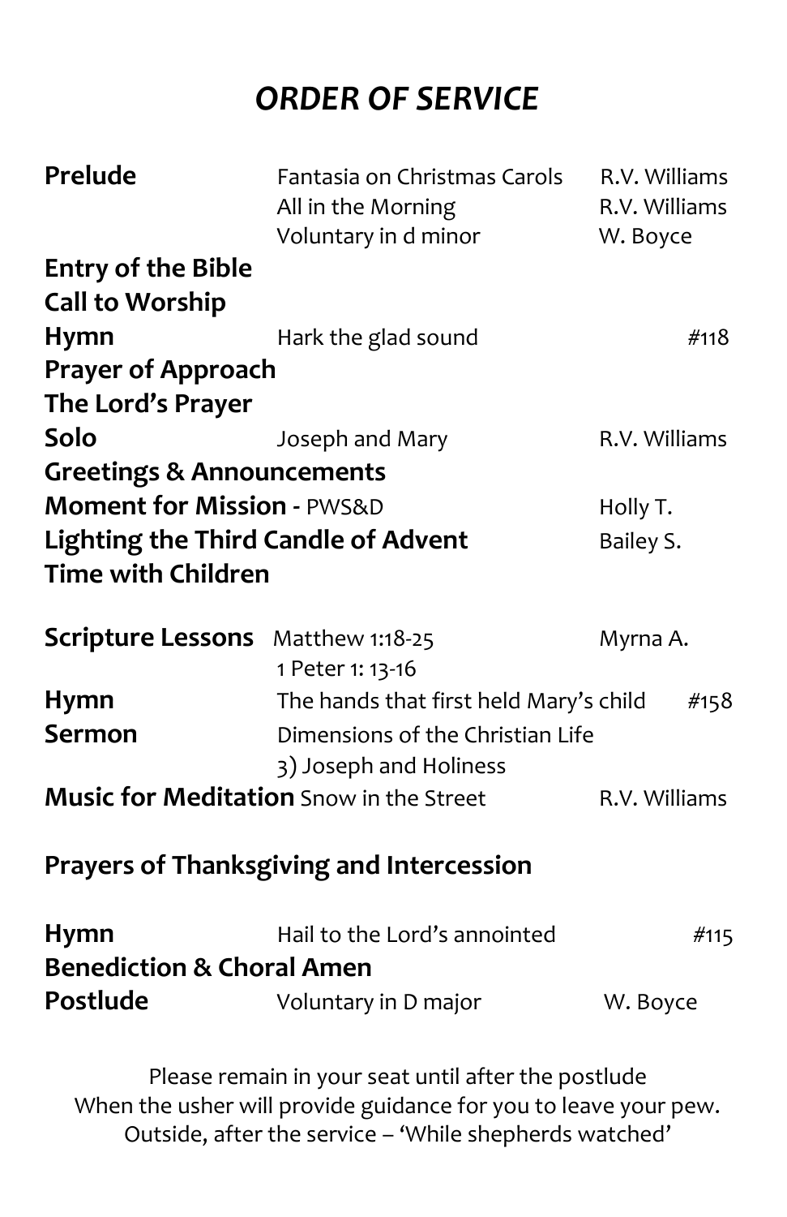# *ORDER OF SERVICE*

| | | |
|---|---|---|
| **Prelude** | Fantasia on Christmas Carols | R.V. Williams |
| | All in the Morning | R.V. Williams |
| | Voluntary in d minor | W. Boyce |
| **Entry of the Bible** | | |
| **Call to Worship** | | |
| **Hymn** | Hark the glad sound | #118 |
| **Prayer of Approach** | | |
| **The Lord's Prayer** | | |
| **Solo** | Joseph and Mary | R.V. Williams |
| **Greetings & Announcements** | | |
| **Moment for Mission** - PWS&D | | Holly T. |
| **Lighting the Third Candle of Advent** | | Bailey S. |
| **Time with Children** | | |
| **Scripture Lessons** | Matthew 1:18-25 | Myrna A. |
| | 1 Peter 1: 13-16 | |
| **Hymn** | The hands that first held Mary's child | #158 |
| **Sermon** | Dimensions of the Christian Life | |
| | 3) Joseph and Holiness | |
| **Music for Meditation** | Snow in the Street | R.V. Williams |
| **Prayers of Thanksgiving and Intercession** | | |
| **Hymn** | Hail to the Lord's annointed | #115 |
| **Benediction & Choral Amen** | | |
| **Postlude** | Voluntary in D major | W. Boyce |

Please remain in your seat until after the postlude
When the usher will provide guidance for you to leave your pew.
Outside, after the service – 'While shepherds watched'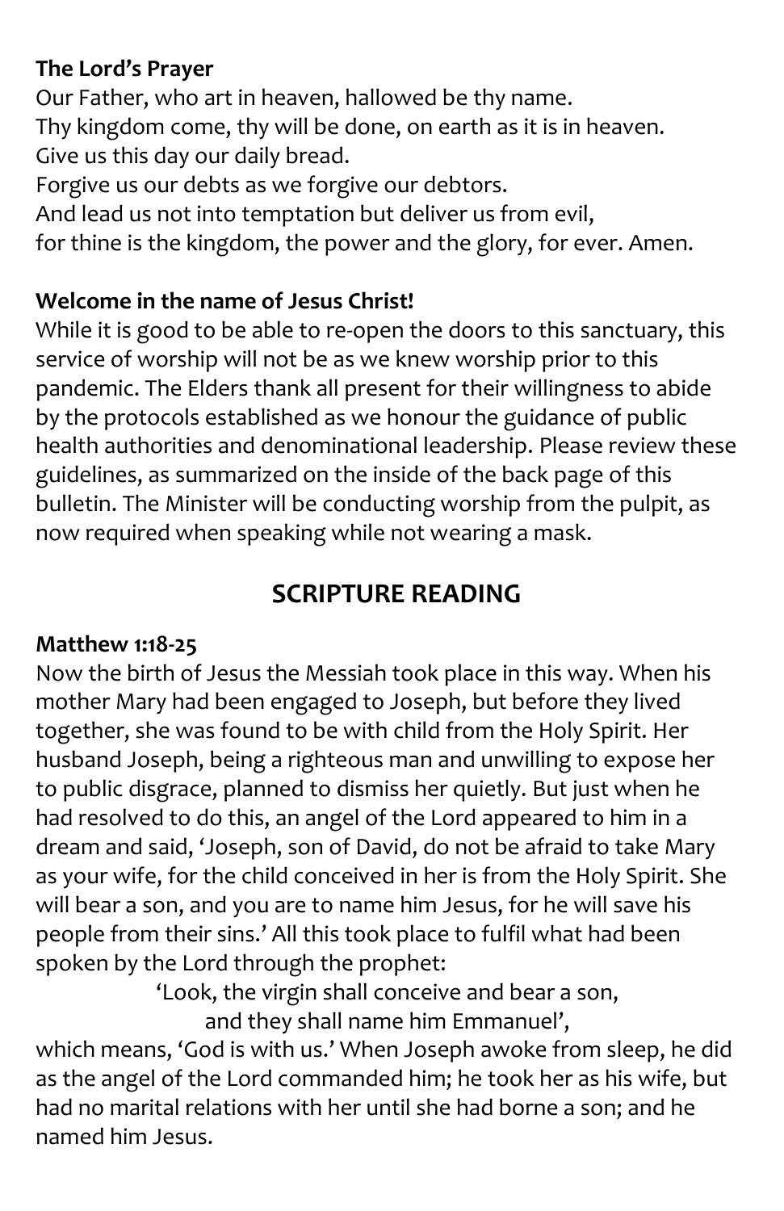**The Lord's Prayer**

Our Father, who art in heaven, hallowed be thy name.
Thy kingdom come, thy will be done, on earth as it is in heaven.
Give us this day our daily bread.
Forgive us our debts as we forgive our debtors.
And lead us not into temptation but deliver us from evil,
for thine is the kingdom, the power and the glory, for ever. Amen.

**Welcome in the name of Jesus Christ!**

While it is good to be able to re-open the doors to this sanctuary, this service of worship will not be as we knew worship prior to this pandemic. The Elders thank all present for their willingness to abide by the protocols established as we honour the guidance of public health authorities and denominational leadership. Please review these guidelines, as summarized on the inside of the back page of this bulletin. The Minister will be conducting worship from the pulpit, as now required when speaking while not wearing a mask.

## SCRIPTURE READING

**Matthew 1:18-25**

Now the birth of Jesus the Messiah took place in this way. When his mother Mary had been engaged to Joseph, but before they lived together, she was found to be with child from the Holy Spirit. Her husband Joseph, being a righteous man and unwilling to expose her to public disgrace, planned to dismiss her quietly. But just when he had resolved to do this, an angel of the Lord appeared to him in a dream and said, 'Joseph, son of David, do not be afraid to take Mary as your wife, for the child conceived in her is from the Holy Spirit. She will bear a son, and you are to name him Jesus, for he will save his people from their sins.' All this took place to fulfil what had been spoken by the Lord through the prophet:

'Look, the virgin shall conceive and bear a son,
and they shall name him Emmanuel',

which means, 'God is with us.' When Joseph awoke from sleep, he did as the angel of the Lord commanded him; he took her as his wife, but had no marital relations with her until she had borne a son; and he named him Jesus.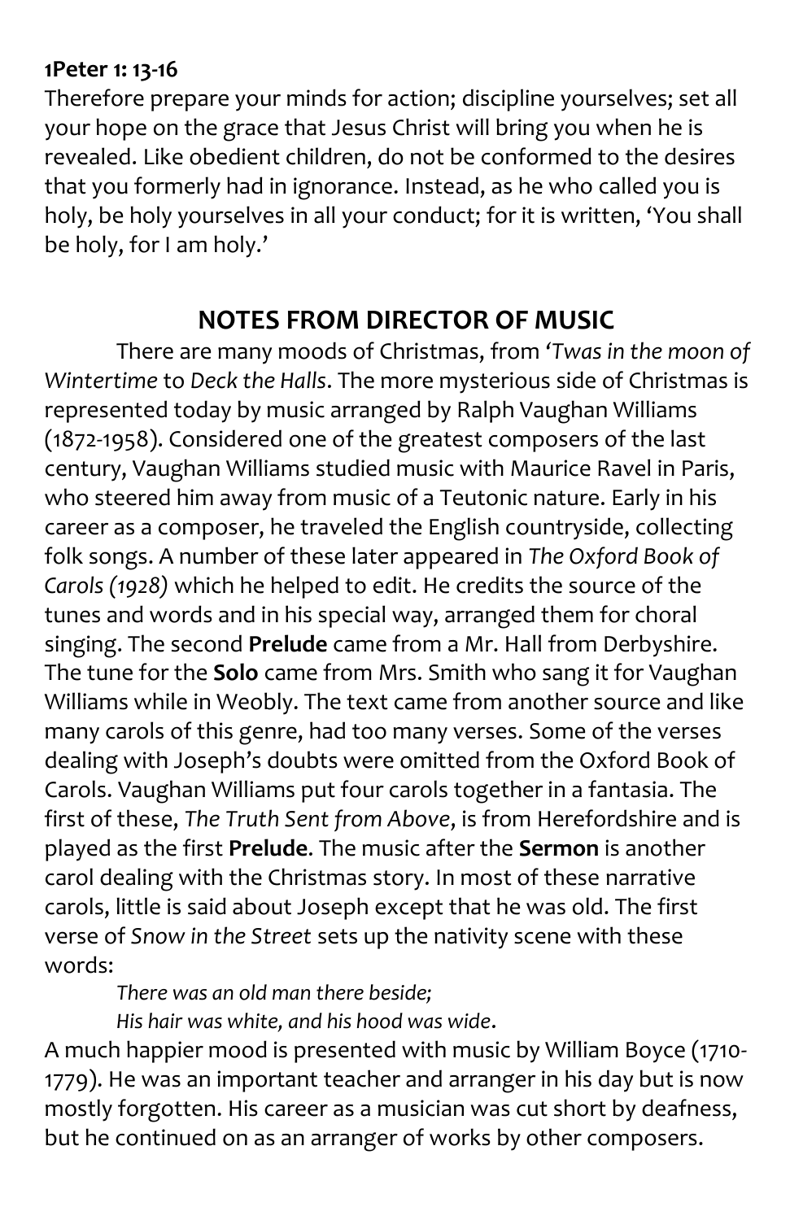**1Peter 1: 13-16**

Therefore prepare your minds for action; discipline yourselves; set all your hope on the grace that Jesus Christ will bring you when he is revealed. Like obedient children, do not be conformed to the desires that you formerly had in ignorance. Instead, as he who called you is holy, be holy yourselves in all your conduct; for it is written, 'You shall be holy, for I am holy.'

## NOTES FROM DIRECTOR OF MUSIC

There are many moods of Christmas, from *'Twas in the moon of Wintertime* to *Deck the Halls*. The more mysterious side of Christmas is represented today by music arranged by Ralph Vaughan Williams (1872-1958). Considered one of the greatest composers of the last century, Vaughan Williams studied music with Maurice Ravel in Paris, who steered him away from music of a Teutonic nature. Early in his career as a composer, he traveled the English countryside, collecting folk songs. A number of these later appeared in *The Oxford Book of Carols (1928)* which he helped to edit. He credits the source of the tunes and words and in his special way, arranged them for choral singing. The second **Prelude** came from a Mr. Hall from Derbyshire. The tune for the **Solo** came from Mrs. Smith who sang it for Vaughan Williams while in Weobly. The text came from another source and like many carols of this genre, had too many verses. Some of the verses dealing with Joseph's doubts were omitted from the Oxford Book of Carols. Vaughan Williams put four carols together in a fantasia. The first of these, *The Truth Sent from Above*, is from Herefordshire and is played as the first **Prelude**. The music after the **Sermon** is another carol dealing with the Christmas story. In most of these narrative carols, little is said about Joseph except that he was old. The first verse of *Snow in the Street* sets up the nativity scene with these words:

*There was an old man there beside;*
*His hair was white, and his hood was wide*.

A much happier mood is presented with music by William Boyce (1710-1779). He was an important teacher and arranger in his day but is now mostly forgotten. His career as a musician was cut short by deafness, but he continued on as an arranger of works by other composers.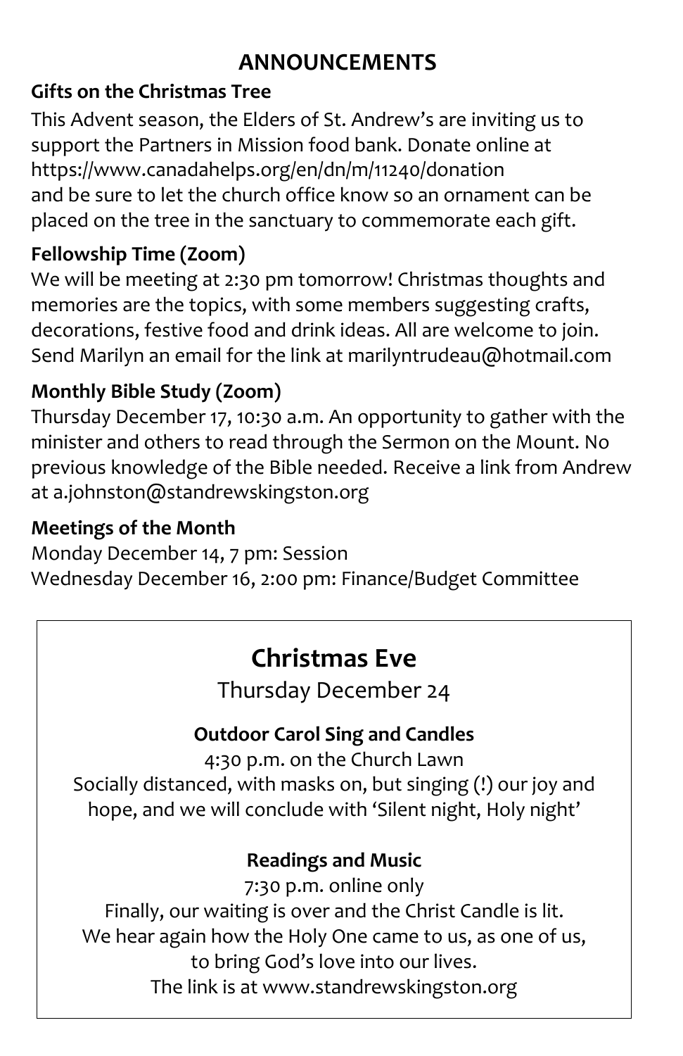# ANNOUNCEMENTS

### Gifts on the Christmas Tree

This Advent season, the Elders of St. Andrew's are inviting us to support the Partners in Mission food bank. Donate online at https://www.canadahelps.org/en/dn/m/11240/donation and be sure to let the church office know so an ornament can be placed on the tree in the sanctuary to commemorate each gift.

### Fellowship Time (Zoom)

We will be meeting at 2:30 pm tomorrow! Christmas thoughts and memories are the topics, with some members suggesting crafts, decorations, festive food and drink ideas. All are welcome to join. Send Marilyn an email for the link at marilyntrudeau@hotmail.com

### Monthly Bible Study (Zoom)

Thursday December 17, 10:30 a.m. An opportunity to gather with the minister and others to read through the Sermon on the Mount. No previous knowledge of the Bible needed. Receive a link from Andrew at a.johnston@standrewskingston.org

### Meetings of the Month

Monday December 14, 7 pm: Session
Wednesday December 16, 2:00 pm: Finance/Budget Committee

## Christmas Eve

Thursday December 24

**Outdoor Carol Sing and Candles**

4:30 p.m. on the Church Lawn
Socially distanced, with masks on, but singing (!) our joy and hope, and we will conclude with 'Silent night, Holy night'

**Readings and Music**

7:30 p.m. online only
Finally, our waiting is over and the Christ Candle is lit.
We hear again how the Holy One came to us, as one of us,
to bring God's love into our lives.
The link is at www.standrewskingston.org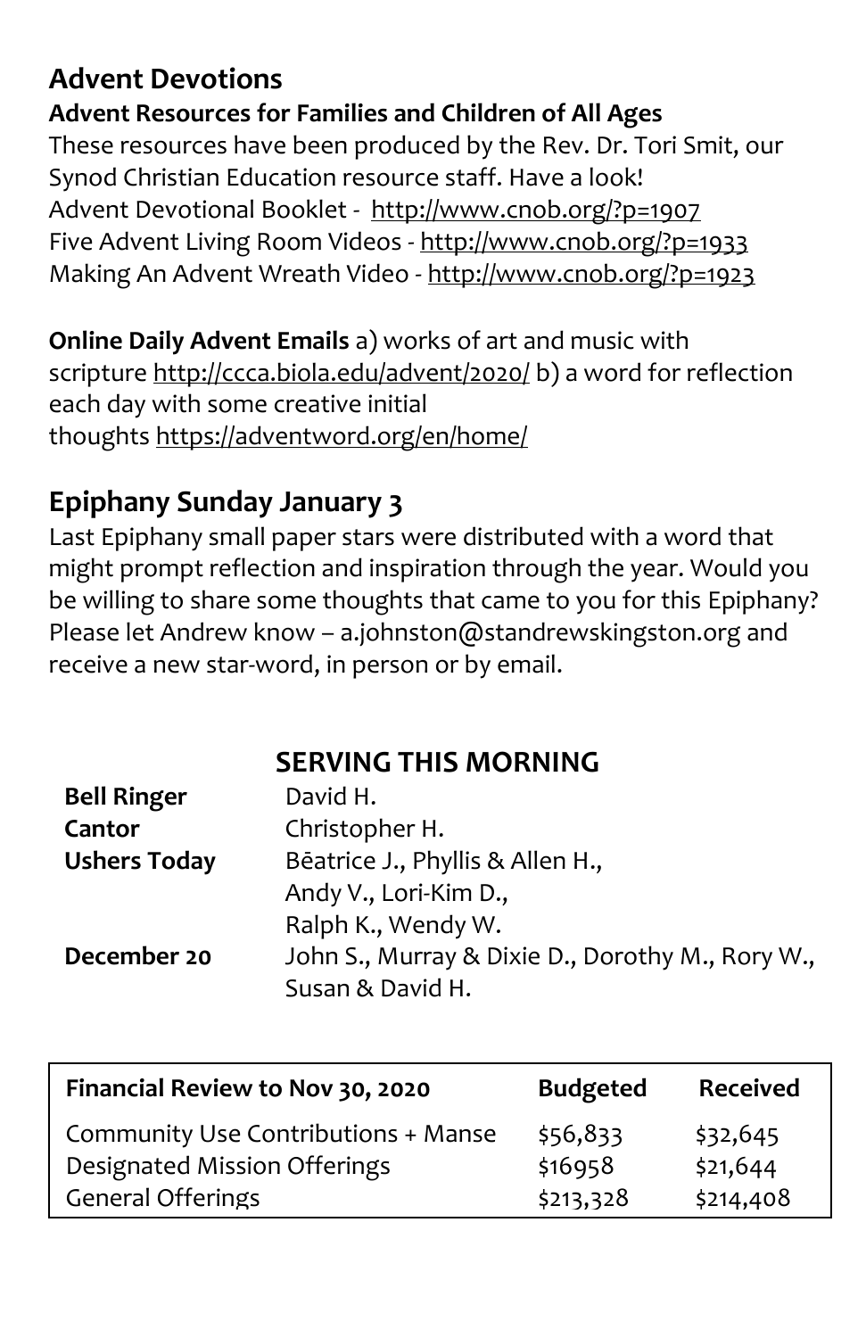## Advent Devotions

**Advent Resources for Families and Children of All Ages**

These resources have been produced by the Rev. Dr. Tori Smit, our Synod Christian Education resource staff. Have a look!

Advent Devotional Booklet - http://www.cnob.org/?p=1907
Five Advent Living Room Videos - http://www.cnob.org/?p=1933
Making An Advent Wreath Video - http://www.cnob.org/?p=1923

**Online Daily Advent Emails** a) works of art and music with scripture http://ccca.biola.edu/advent/2020/ b) a word for reflection each day with some creative initial thoughts https://adventword.org/en/home/

## Epiphany Sunday January 3

Last Epiphany small paper stars were distributed with a word that might prompt reflection and inspiration through the year. Would you be willing to share some thoughts that came to you for this Epiphany? Please let Andrew know – a.johnston@standrewskingston.org and receive a new star-word, in person or by email.

### SERVING THIS MORNING

| | |
|---|---|
| **Bell Ringer** | David H. |
| **Cantor** | Christopher H. |
| **Ushers Today** | Bēatrice J., Phyllis & Allen H., Andy V., Lori-Kim D., Ralph K., Wendy W. |
| **December 20** | John S., Murray & Dixie D., Dorothy M., Rory W., Susan & David H. |

| Financial Review to Nov 30, 2020 | Budgeted | Received |
|---|---|---|
| Community Use Contributions + Manse | $56,833 | $32,645 |
| Designated Mission Offerings | $16958 | $21,644 |
| General Offerings | $213,328 | $214,408 |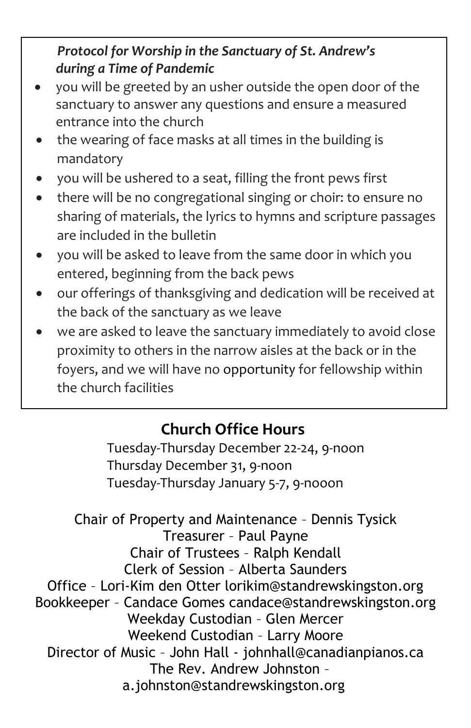***Protocol for Worship in the Sanctuary of St. Andrew's during a Time of Pandemic***

- you will be greeted by an usher outside the open door of the sanctuary to answer any questions and ensure a measured entrance into the church
- the wearing of face masks at all times in the building is mandatory
- you will be ushered to a seat, filling the front pews first
- there will be no congregational singing or choir: to ensure no sharing of materials, the lyrics to hymns and scripture passages are included in the bulletin
- you will be asked to leave from the same door in which you entered, beginning from the back pews
- our offerings of thanksgiving and dedication will be received at the back of the sanctuary as we leave
- we are asked to leave the sanctuary immediately to avoid close proximity to others in the narrow aisles at the back or in the foyers, and we will have no opportunity for fellowship within the church facilities

## Church Office Hours

Tuesday-Thursday December 22-24, 9-noon
Thursday December 31, 9-noon
Tuesday-Thursday January 5-7, 9-nooon

Chair of Property and Maintenance – Dennis Tysick
Treasurer – Paul Payne
Chair of Trustees – Ralph Kendall
Clerk of Session – Alberta Saunders
Office – Lori-Kim den Otter lorikim@standrewskingston.org
Bookkeeper – Candace Gomes candace@standrewskingston.org
Weekday Custodian – Glen Mercer
Weekend Custodian – Larry Moore
Director of Music – John Hall - johnhall@canadianpianos.ca
The Rev. Andrew Johnston –
a.johnston@standrewskingston.org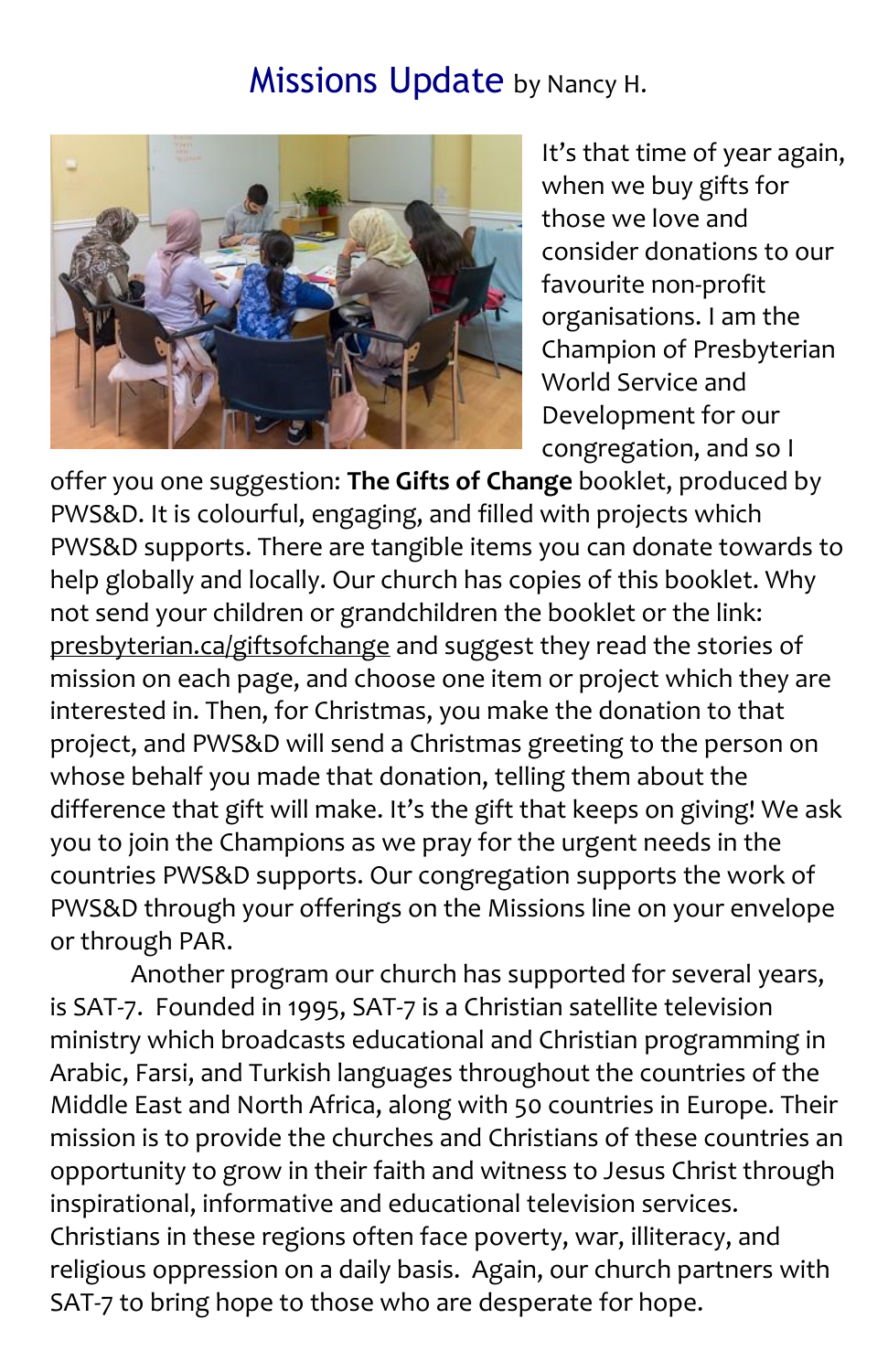## Missions Update by Nancy H.

It's that time of year again, when we buy gifts for those we love and consider donations to our favourite non-profit organisations. I am the Champion of Presbyterian World Service and Development for our congregation, and so I offer you one suggestion: **The Gifts of Change** booklet, produced by PWS&D. It is colourful, engaging, and filled with projects which PWS&D supports. There are tangible items you can donate towards to help globally and locally. Our church has copies of this booklet. Why not send your children or grandchildren the booklet or the link: presbyterian.ca/giftsofchange and suggest they read the stories of mission on each page, and choose one item or project which they are interested in. Then, for Christmas, you make the donation to that project, and PWS&D will send a Christmas greeting to the person on whose behalf you made that donation, telling them about the difference that gift will make. It's the gift that keeps on giving! We ask you to join the Champions as we pray for the urgent needs in the countries PWS&D supports. Our congregation supports the work of PWS&D through your offerings on the Missions line on your envelope or through PAR.

Another program our church has supported for several years, is SAT-7. Founded in 1995, SAT-7 is a Christian satellite television ministry which broadcasts educational and Christian programming in Arabic, Farsi, and Turkish languages throughout the countries of the Middle East and North Africa, along with 50 countries in Europe. Their mission is to provide the churches and Christians of these countries an opportunity to grow in their faith and witness to Jesus Christ through inspirational, informative and educational television services. Christians in these regions often face poverty, war, illiteracy, and religious oppression on a daily basis. Again, our church partners with SAT-7 to bring hope to those who are desperate for hope.